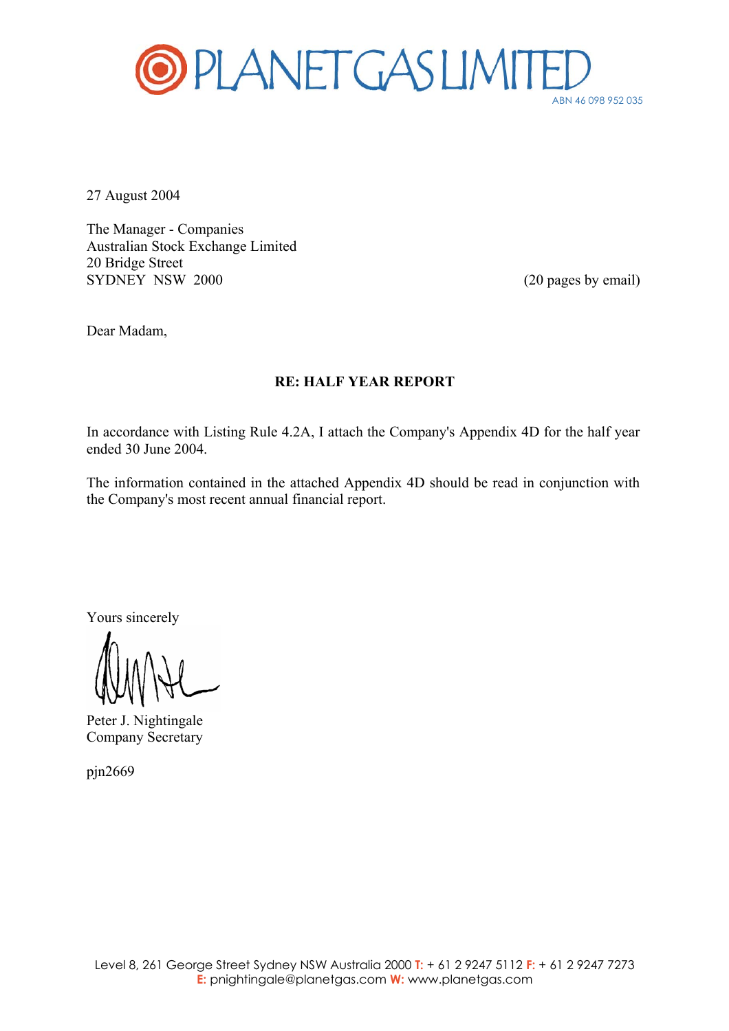# PLANET GAS LIMITED

ABN 46 098 952 035

27 August 2004

The Manager - Companies
Australian Stock Exchange Limited
20 Bridge Street
SYDNEY NSW 2000

(20 pages by email)

Dear Madam,

**RE: HALF YEAR REPORT**

In accordance with Listing Rule 4.2A, I attach the Company's Appendix 4D for the half year ended 30 June 2004.

The information contained in the attached Appendix 4D should be read in conjunction with the Company's most recent annual financial report.

Yours sincerely

Peter J. Nightingale
Company Secretary

pjn2669

Level 8, 261 George Street Sydney NSW Australia 2000 **T:** + 61 2 9247 5112 **F:** + 61 2 9247 7273
**E:** pnightingale@planetgas.com **W:** www.planetgas.com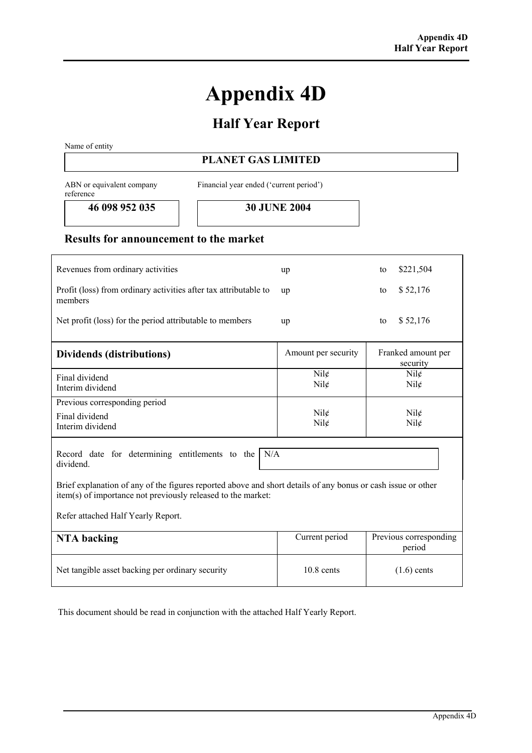# Appendix 4D

## Half Year Report

Name of entity

**PLANET GAS LIMITED**

| ABN or equivalent company reference | Financial year ended ('current period') |
| --- | --- |
| **46 098 952 035** | **30 JUNE 2004** |

### Results for announcement to the market

| | | | |
| --- | --- | --- | --- |
| Revenues from ordinary activities | up | to | $221,504 |
| Profit (loss) from ordinary activities after tax attributable to members | up | to | $ 52,176 |
| Net profit (loss) for the period attributable to members | up | to | $ 52,176 |

| **Dividends (distributions)** | Amount per security | Franked amount per security |
| --- | --- | --- |
| Final dividend<br>Interim dividend | Nil¢<br>Nil¢ | Nil¢<br>Nil¢ |
| Previous corresponding period<br>Final dividend<br>Interim dividend | <br>Nil¢<br>Nil¢ | <br>Nil¢<br>Nil¢ |

Record date for determining entitlements to the dividend. N/A

Brief explanation of any of the figures reported above and short details of any bonus or cash issue or other item(s) of importance not previously released to the market:

Refer attached Half Yearly Report.

| **NTA backing** | Current period | Previous corresponding period |
| --- | --- | --- |
| Net tangible asset backing per ordinary security | 10.8 cents | (1.6) cents |

This document should be read in conjunction with the attached Half Yearly Report.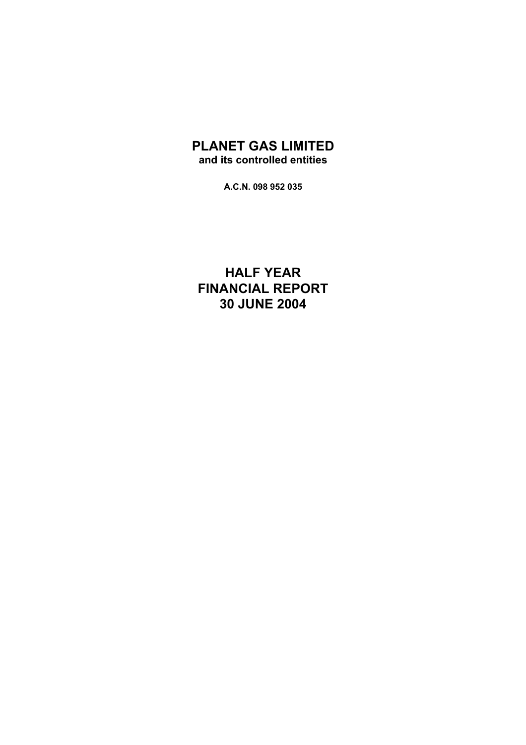# PLANET GAS LIMITED

**and its controlled entities**

**A.C.N. 098 952 035**

# HALF YEAR FINANCIAL REPORT 30 JUNE 2004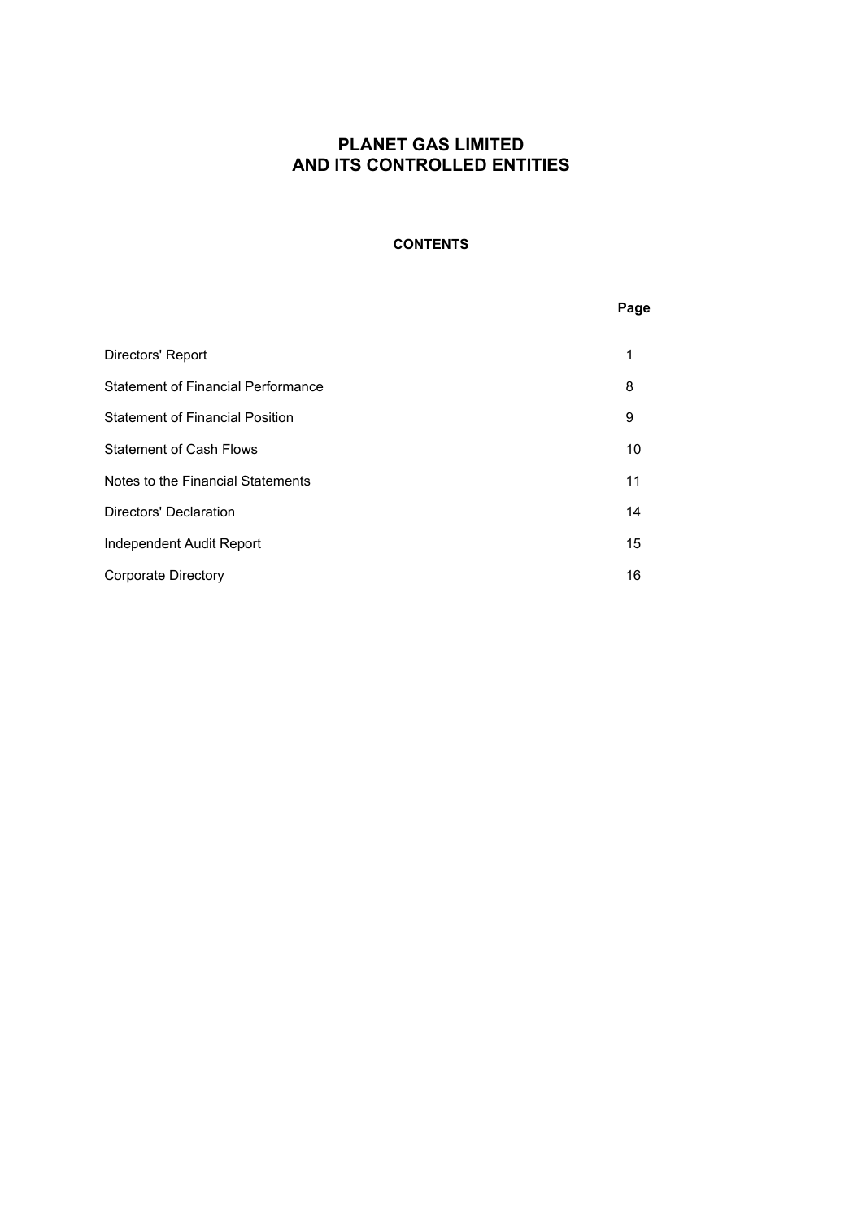# PLANET GAS LIMITED
# AND ITS CONTROLLED ENTITIES

## CONTENTS

| | Page |
|---|---|
| Directors' Report | 1 |
| Statement of Financial Performance | 8 |
| Statement of Financial Position | 9 |
| Statement of Cash Flows | 10 |
| Notes to the Financial Statements | 11 |
| Directors' Declaration | 14 |
| Independent Audit Report | 15 |
| Corporate Directory | 16 |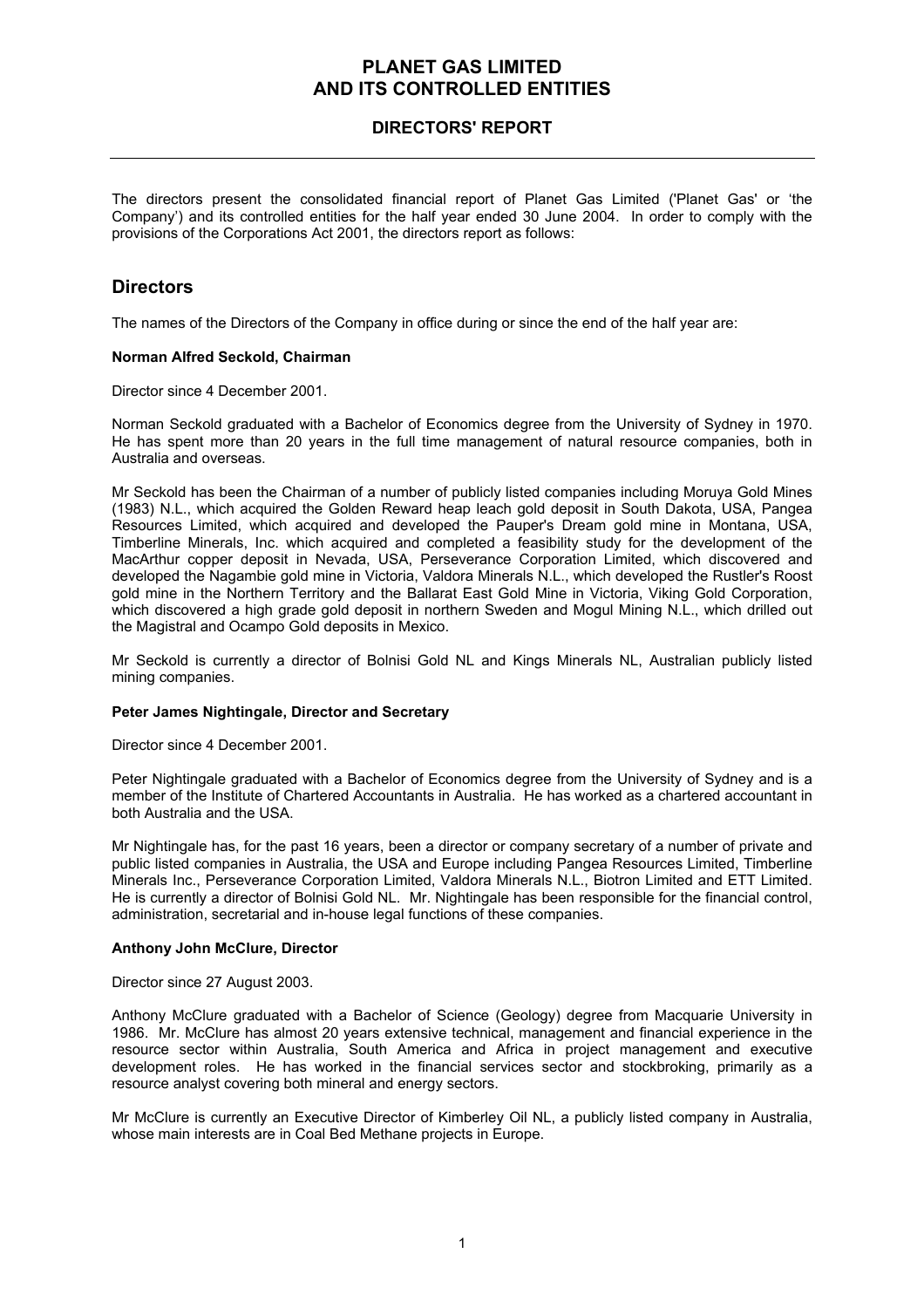# PLANET GAS LIMITED AND ITS CONTROLLED ENTITIES

## DIRECTORS' REPORT

The directors present the consolidated financial report of Planet Gas Limited ('Planet Gas' or 'the Company') and its controlled entities for the half year ended 30 June 2004. In order to comply with the provisions of the Corporations Act 2001, the directors report as follows:

## Directors

The names of the Directors of the Company in office during or since the end of the half year are:

**Norman Alfred Seckold, Chairman**

Director since 4 December 2001.

Norman Seckold graduated with a Bachelor of Economics degree from the University of Sydney in 1970. He has spent more than 20 years in the full time management of natural resource companies, both in Australia and overseas.

Mr Seckold has been the Chairman of a number of publicly listed companies including Moruya Gold Mines (1983) N.L., which acquired the Golden Reward heap leach gold deposit in South Dakota, USA, Pangea Resources Limited, which acquired and developed the Pauper's Dream gold mine in Montana, USA, Timberline Minerals, Inc. which acquired and completed a feasibility study for the development of the MacArthur copper deposit in Nevada, USA, Perseverance Corporation Limited, which discovered and developed the Nagambie gold mine in Victoria, Valdora Minerals N.L., which developed the Rustler's Roost gold mine in the Northern Territory and the Ballarat East Gold Mine in Victoria, Viking Gold Corporation, which discovered a high grade gold deposit in northern Sweden and Mogul Mining N.L., which drilled out the Magistral and Ocampo Gold deposits in Mexico.

Mr Seckold is currently a director of Bolnisi Gold NL and Kings Minerals NL, Australian publicly listed mining companies.

**Peter James Nightingale, Director and Secretary**

Director since 4 December 2001.

Peter Nightingale graduated with a Bachelor of Economics degree from the University of Sydney and is a member of the Institute of Chartered Accountants in Australia. He has worked as a chartered accountant in both Australia and the USA.

Mr Nightingale has, for the past 16 years, been a director or company secretary of a number of private and public listed companies in Australia, the USA and Europe including Pangea Resources Limited, Timberline Minerals Inc., Perseverance Corporation Limited, Valdora Minerals N.L., Biotron Limited and ETT Limited. He is currently a director of Bolnisi Gold NL. Mr. Nightingale has been responsible for the financial control, administration, secretarial and in-house legal functions of these companies.

**Anthony John McClure, Director**

Director since 27 August 2003.

Anthony McClure graduated with a Bachelor of Science (Geology) degree from Macquarie University in 1986. Mr. McClure has almost 20 years extensive technical, management and financial experience in the resource sector within Australia, South America and Africa in project management and executive development roles. He has worked in the financial services sector and stockbroking, primarily as a resource analyst covering both mineral and energy sectors.

Mr McClure is currently an Executive Director of Kimberley Oil NL, a publicly listed company in Australia, whose main interests are in Coal Bed Methane projects in Europe.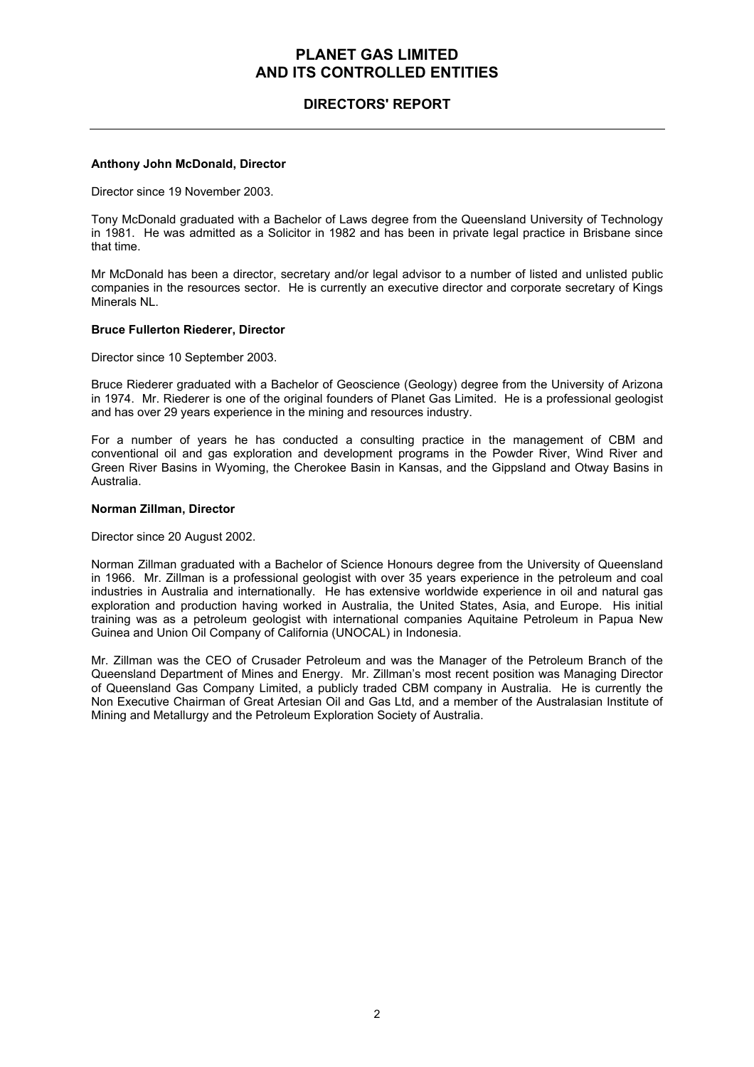**Anthony John McDonald, Director**

Director since 19 November 2003.

Tony McDonald graduated with a Bachelor of Laws degree from the Queensland University of Technology in 1981. He was admitted as a Solicitor in 1982 and has been in private legal practice in Brisbane since that time.

Mr McDonald has been a director, secretary and/or legal advisor to a number of listed and unlisted public companies in the resources sector. He is currently an executive director and corporate secretary of Kings Minerals NL.

**Bruce Fullerton Riederer, Director**

Director since 10 September 2003.

Bruce Riederer graduated with a Bachelor of Geoscience (Geology) degree from the University of Arizona in 1974. Mr. Riederer is one of the original founders of Planet Gas Limited. He is a professional geologist and has over 29 years experience in the mining and resources industry.

For a number of years he has conducted a consulting practice in the management of CBM and conventional oil and gas exploration and development programs in the Powder River, Wind River and Green River Basins in Wyoming, the Cherokee Basin in Kansas, and the Gippsland and Otway Basins in Australia.

**Norman Zillman, Director**

Director since 20 August 2002.

Norman Zillman graduated with a Bachelor of Science Honours degree from the University of Queensland in 1966. Mr. Zillman is a professional geologist with over 35 years experience in the petroleum and coal industries in Australia and internationally. He has extensive worldwide experience in oil and natural gas exploration and production having worked in Australia, the United States, Asia, and Europe. His initial training was as a petroleum geologist with international companies Aquitaine Petroleum in Papua New Guinea and Union Oil Company of California (UNOCAL) in Indonesia.

Mr. Zillman was the CEO of Crusader Petroleum and was the Manager of the Petroleum Branch of the Queensland Department of Mines and Energy. Mr. Zillman's most recent position was Managing Director of Queensland Gas Company Limited, a publicly traded CBM company in Australia. He is currently the Non Executive Chairman of Great Artesian Oil and Gas Ltd, and a member of the Australasian Institute of Mining and Metallurgy and the Petroleum Exploration Society of Australia.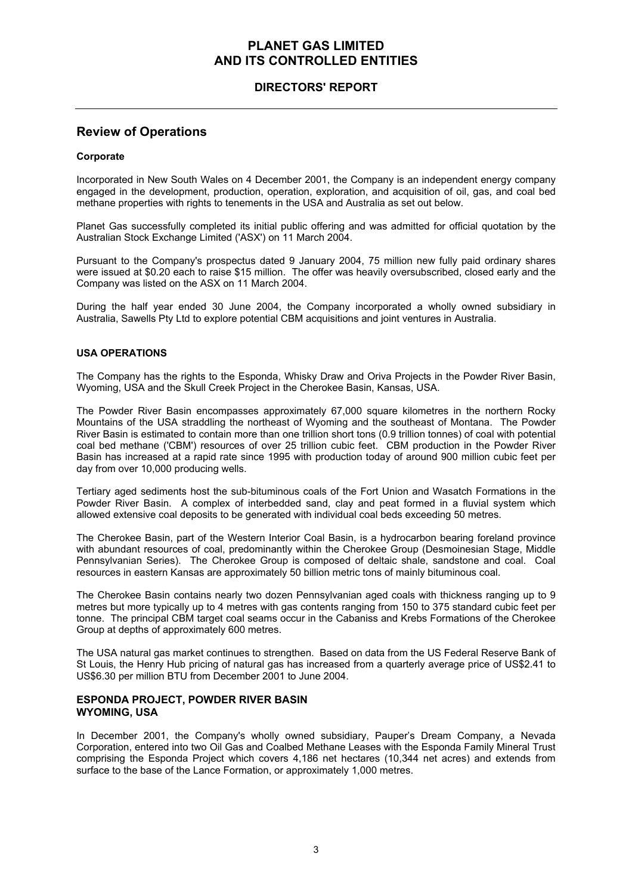## Review of Operations

**Corporate**

Incorporated in New South Wales on 4 December 2001, the Company is an independent energy company engaged in the development, production, operation, exploration, and acquisition of oil, gas, and coal bed methane properties with rights to tenements in the USA and Australia as set out below.

Planet Gas successfully completed its initial public offering and was admitted for official quotation by the Australian Stock Exchange Limited ('ASX') on 11 March 2004.

Pursuant to the Company's prospectus dated 9 January 2004, 75 million new fully paid ordinary shares were issued at $0.20 each to raise $15 million. The offer was heavily oversubscribed, closed early and the Company was listed on the ASX on 11 March 2004.

During the half year ended 30 June 2004, the Company incorporated a wholly owned subsidiary in Australia, Sawells Pty Ltd to explore potential CBM acquisitions and joint ventures in Australia.

**USA OPERATIONS**

The Company has the rights to the Esponda, Whisky Draw and Oriva Projects in the Powder River Basin, Wyoming, USA and the Skull Creek Project in the Cherokee Basin, Kansas, USA.

The Powder River Basin encompasses approximately 67,000 square kilometres in the northern Rocky Mountains of the USA straddling the northeast of Wyoming and the southeast of Montana. The Powder River Basin is estimated to contain more than one trillion short tons (0.9 trillion tonnes) of coal with potential coal bed methane ('CBM') resources of over 25 trillion cubic feet. CBM production in the Powder River Basin has increased at a rapid rate since 1995 with production today of around 900 million cubic feet per day from over 10,000 producing wells.

Tertiary aged sediments host the sub-bituminous coals of the Fort Union and Wasatch Formations in the Powder River Basin. A complex of interbedded sand, clay and peat formed in a fluvial system which allowed extensive coal deposits to be generated with individual coal beds exceeding 50 metres.

The Cherokee Basin, part of the Western Interior Coal Basin, is a hydrocarbon bearing foreland province with abundant resources of coal, predominantly within the Cherokee Group (Desmoinesian Stage, Middle Pennsylvanian Series). The Cherokee Group is composed of deltaic shale, sandstone and coal. Coal resources in eastern Kansas are approximately 50 billion metric tons of mainly bituminous coal.

The Cherokee Basin contains nearly two dozen Pennsylvanian aged coals with thickness ranging up to 9 metres but more typically up to 4 metres with gas contents ranging from 150 to 375 standard cubic feet per tonne. The principal CBM target coal seams occur in the Cabaniss and Krebs Formations of the Cherokee Group at depths of approximately 600 metres.

The USA natural gas market continues to strengthen. Based on data from the US Federal Reserve Bank of St Louis, the Henry Hub pricing of natural gas has increased from a quarterly average price of US$2.41 to US$6.30 per million BTU from December 2001 to June 2004.

**ESPONDA PROJECT, POWDER RIVER BASIN WYOMING, USA**

In December 2001, the Company's wholly owned subsidiary, Pauper's Dream Company, a Nevada Corporation, entered into two Oil Gas and Coalbed Methane Leases with the Esponda Family Mineral Trust comprising the Esponda Project which covers 4,186 net hectares (10,344 net acres) and extends from surface to the base of the Lance Formation, or approximately 1,000 metres.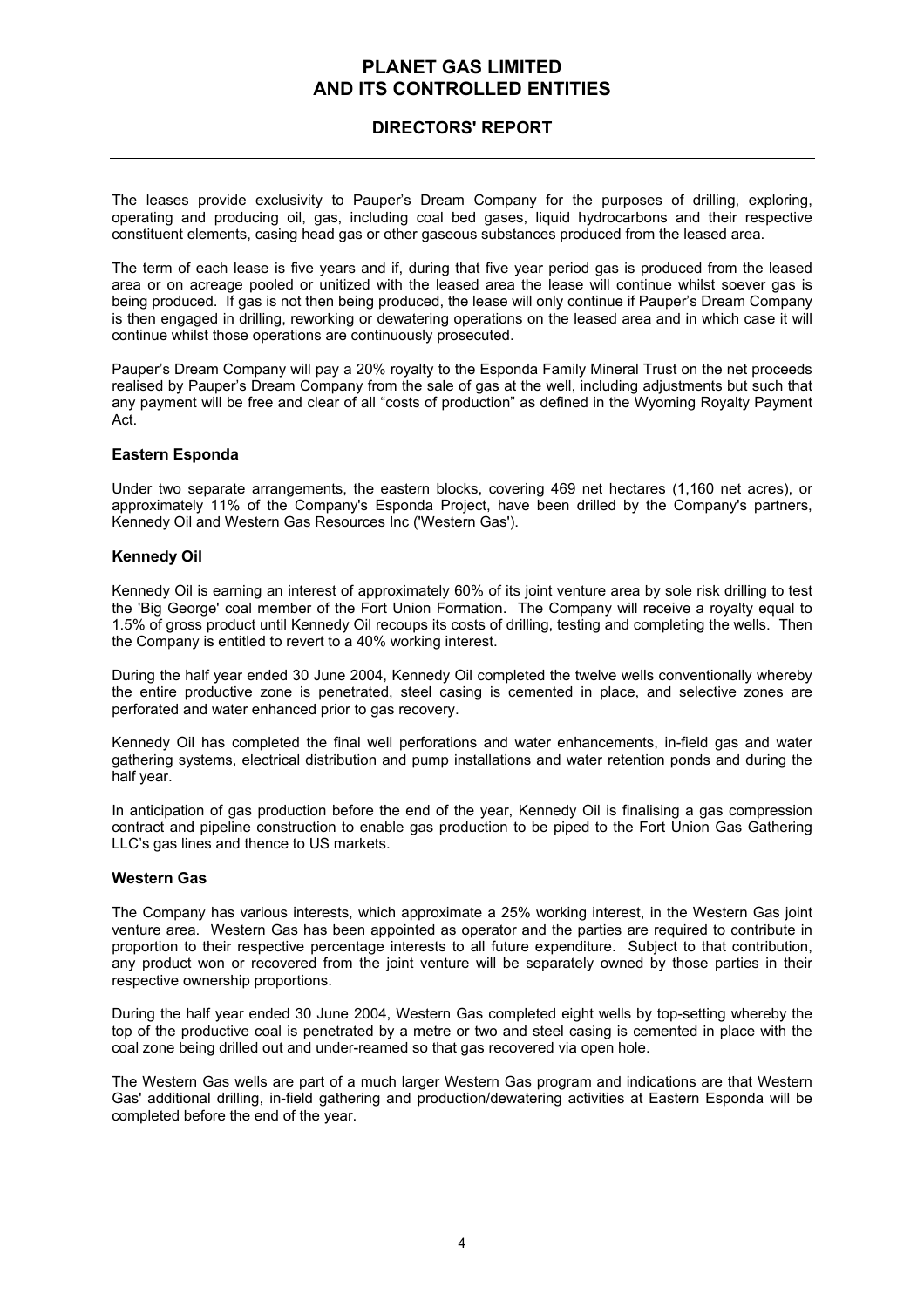The leases provide exclusivity to Pauper's Dream Company for the purposes of drilling, exploring, operating and producing oil, gas, including coal bed gases, liquid hydrocarbons and their respective constituent elements, casing head gas or other gaseous substances produced from the leased area.

The term of each lease is five years and if, during that five year period gas is produced from the leased area or on acreage pooled or unitized with the leased area the lease will continue whilst soever gas is being produced. If gas is not then being produced, the lease will only continue if Pauper's Dream Company is then engaged in drilling, reworking or dewatering operations on the leased area and in which case it will continue whilst those operations are continuously prosecuted.

Pauper's Dream Company will pay a 20% royalty to the Esponda Family Mineral Trust on the net proceeds realised by Pauper's Dream Company from the sale of gas at the well, including adjustments but such that any payment will be free and clear of all "costs of production" as defined in the Wyoming Royalty Payment Act.

### Eastern Esponda

Under two separate arrangements, the eastern blocks, covering 469 net hectares (1,160 net acres), or approximately 11% of the Company's Esponda Project, have been drilled by the Company's partners, Kennedy Oil and Western Gas Resources Inc ('Western Gas').

### Kennedy Oil

Kennedy Oil is earning an interest of approximately 60% of its joint venture area by sole risk drilling to test the 'Big George' coal member of the Fort Union Formation. The Company will receive a royalty equal to 1.5% of gross product until Kennedy Oil recoups its costs of drilling, testing and completing the wells. Then the Company is entitled to revert to a 40% working interest.

During the half year ended 30 June 2004, Kennedy Oil completed the twelve wells conventionally whereby the entire productive zone is penetrated, steel casing is cemented in place, and selective zones are perforated and water enhanced prior to gas recovery.

Kennedy Oil has completed the final well perforations and water enhancements, in-field gas and water gathering systems, electrical distribution and pump installations and water retention ponds and during the half year.

In anticipation of gas production before the end of the year, Kennedy Oil is finalising a gas compression contract and pipeline construction to enable gas production to be piped to the Fort Union Gas Gathering LLC's gas lines and thence to US markets.

### Western Gas

The Company has various interests, which approximate a 25% working interest, in the Western Gas joint venture area. Western Gas has been appointed as operator and the parties are required to contribute in proportion to their respective percentage interests to all future expenditure. Subject to that contribution, any product won or recovered from the joint venture will be separately owned by those parties in their respective ownership proportions.

During the half year ended 30 June 2004, Western Gas completed eight wells by top-setting whereby the top of the productive coal is penetrated by a metre or two and steel casing is cemented in place with the coal zone being drilled out and under-reamed so that gas recovered via open hole.

The Western Gas wells are part of a much larger Western Gas program and indications are that Western Gas' additional drilling, in-field gathering and production/dewatering activities at Eastern Esponda will be completed before the end of the year.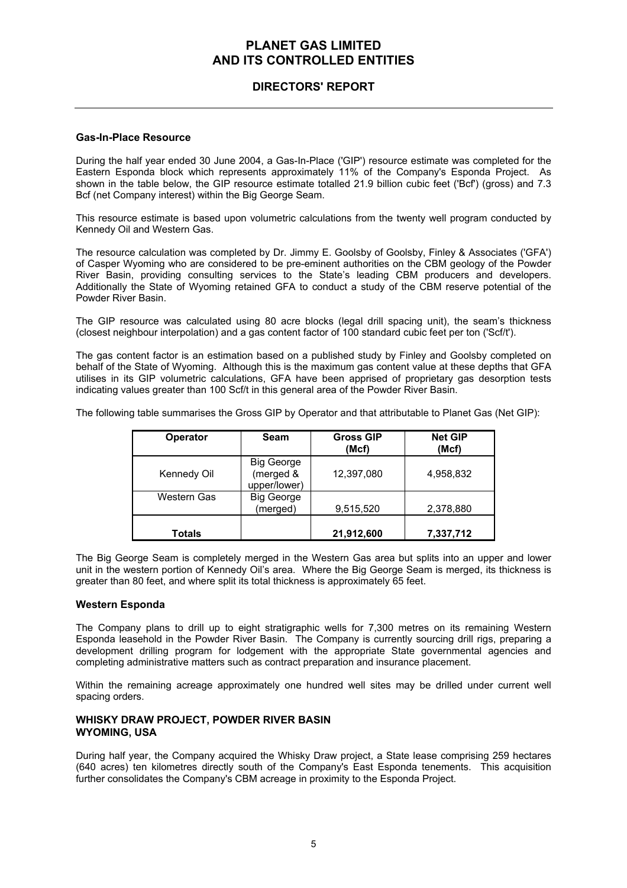## Gas-In-Place Resource

During the half year ended 30 June 2004, a Gas-In-Place ('GIP') resource estimate was completed for the Eastern Esponda block which represents approximately 11% of the Company's Esponda Project. As shown in the table below, the GIP resource estimate totalled 21.9 billion cubic feet ('Bcf') (gross) and 7.3 Bcf (net Company interest) within the Big George Seam.

This resource estimate is based upon volumetric calculations from the twenty well program conducted by Kennedy Oil and Western Gas.

The resource calculation was completed by Dr. Jimmy E. Goolsby of Goolsby, Finley & Associates ('GFA') of Casper Wyoming who are considered to be pre-eminent authorities on the CBM geology of the Powder River Basin, providing consulting services to the State's leading CBM producers and developers. Additionally the State of Wyoming retained GFA to conduct a study of the CBM reserve potential of the Powder River Basin.

The GIP resource was calculated using 80 acre blocks (legal drill spacing unit), the seam's thickness (closest neighbour interpolation) and a gas content factor of 100 standard cubic feet per ton ('Scf/t').

The gas content factor is an estimation based on a published study by Finley and Goolsby completed on behalf of the State of Wyoming. Although this is the maximum gas content value at these depths that GFA utilises in its GIP volumetric calculations, GFA have been apprised of proprietary gas desorption tests indicating values greater than 100 Scf/t in this general area of the Powder River Basin.

The following table summarises the Gross GIP by Operator and that attributable to Planet Gas (Net GIP):

| Operator | Seam | Gross GIP (Mcf) | Net GIP (Mcf) |
|---|---|---|---|
| Kennedy Oil | Big George (merged & upper/lower) | 12,397,080 | 4,958,832 |
| Western Gas | Big George (merged) | 9,515,520 | 2,378,880 |
| **Totals** | | **21,912,600** | **7,337,712** |

The Big George Seam is completely merged in the Western Gas area but splits into an upper and lower unit in the western portion of Kennedy Oil's area. Where the Big George Seam is merged, its thickness is greater than 80 feet, and where split its total thickness is approximately 65 feet.

## Western Esponda

The Company plans to drill up to eight stratigraphic wells for 7,300 metres on its remaining Western Esponda leasehold in the Powder River Basin. The Company is currently sourcing drill rigs, preparing a development drilling program for lodgement with the appropriate State governmental agencies and completing administrative matters such as contract preparation and insurance placement.

Within the remaining acreage approximately one hundred well sites may be drilled under current well spacing orders.

## WHISKY DRAW PROJECT, POWDER RIVER BASIN WYOMING, USA

During half year, the Company acquired the Whisky Draw project, a State lease comprising 259 hectares (640 acres) ten kilometres directly south of the Company's East Esponda tenements. This acquisition further consolidates the Company's CBM acreage in proximity to the Esponda Project.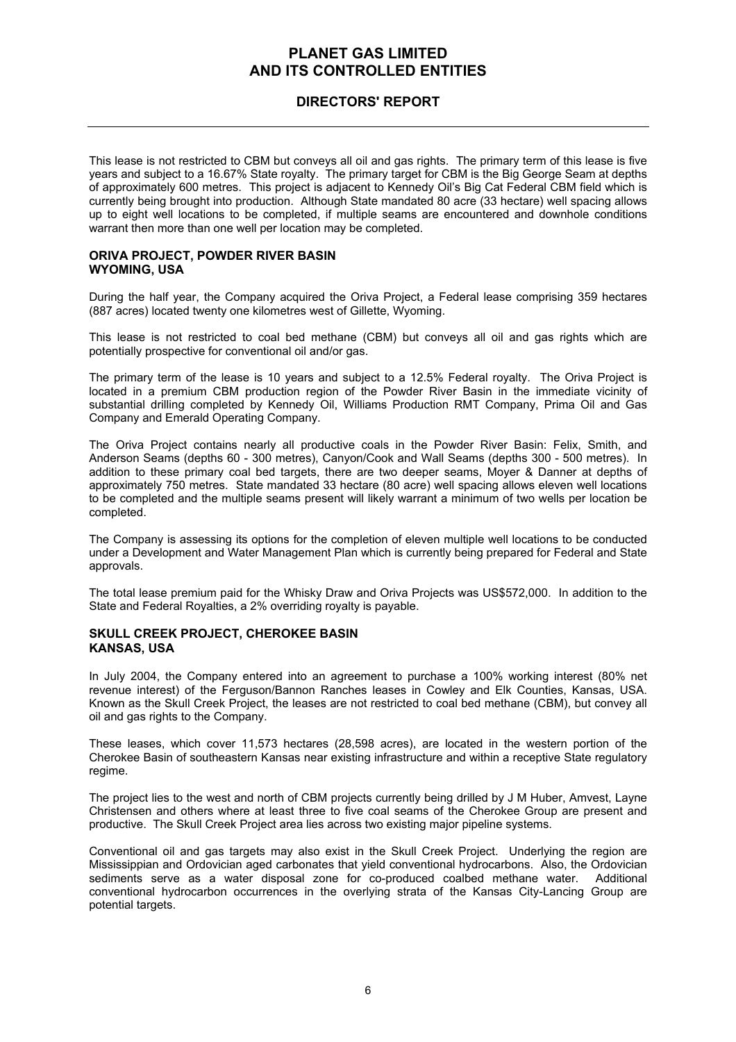This lease is not restricted to CBM but conveys all oil and gas rights. The primary term of this lease is five years and subject to a 16.67% State royalty. The primary target for CBM is the Big George Seam at depths of approximately 600 metres. This project is adjacent to Kennedy Oil's Big Cat Federal CBM field which is currently being brought into production. Although State mandated 80 acre (33 hectare) well spacing allows up to eight well locations to be completed, if multiple seams are encountered and downhole conditions warrant then more than one well per location may be completed.

## ORIVA PROJECT, POWDER RIVER BASIN WYOMING, USA

During the half year, the Company acquired the Oriva Project, a Federal lease comprising 359 hectares (887 acres) located twenty one kilometres west of Gillette, Wyoming.

This lease is not restricted to coal bed methane (CBM) but conveys all oil and gas rights which are potentially prospective for conventional oil and/or gas.

The primary term of the lease is 10 years and subject to a 12.5% Federal royalty. The Oriva Project is located in a premium CBM production region of the Powder River Basin in the immediate vicinity of substantial drilling completed by Kennedy Oil, Williams Production RMT Company, Prima Oil and Gas Company and Emerald Operating Company.

The Oriva Project contains nearly all productive coals in the Powder River Basin: Felix, Smith, and Anderson Seams (depths 60 - 300 metres), Canyon/Cook and Wall Seams (depths 300 - 500 metres). In addition to these primary coal bed targets, there are two deeper seams, Moyer & Danner at depths of approximately 750 metres. State mandated 33 hectare (80 acre) well spacing allows eleven well locations to be completed and the multiple seams present will likely warrant a minimum of two wells per location be completed.

The Company is assessing its options for the completion of eleven multiple well locations to be conducted under a Development and Water Management Plan which is currently being prepared for Federal and State approvals.

The total lease premium paid for the Whisky Draw and Oriva Projects was US$572,000. In addition to the State and Federal Royalties, a 2% overriding royalty is payable.

## SKULL CREEK PROJECT, CHEROKEE BASIN KANSAS, USA

In July 2004, the Company entered into an agreement to purchase a 100% working interest (80% net revenue interest) of the Ferguson/Bannon Ranches leases in Cowley and Elk Counties, Kansas, USA. Known as the Skull Creek Project, the leases are not restricted to coal bed methane (CBM), but convey all oil and gas rights to the Company.

These leases, which cover 11,573 hectares (28,598 acres), are located in the western portion of the Cherokee Basin of southeastern Kansas near existing infrastructure and within a receptive State regulatory regime.

The project lies to the west and north of CBM projects currently being drilled by J M Huber, Amvest, Layne Christensen and others where at least three to five coal seams of the Cherokee Group are present and productive. The Skull Creek Project area lies across two existing major pipeline systems.

Conventional oil and gas targets may also exist in the Skull Creek Project. Underlying the region are Mississippian and Ordovician aged carbonates that yield conventional hydrocarbons. Also, the Ordovician sediments serve as a water disposal zone for co-produced coalbed methane water. Additional conventional hydrocarbon occurrences in the overlying strata of the Kansas City-Lancing Group are potential targets.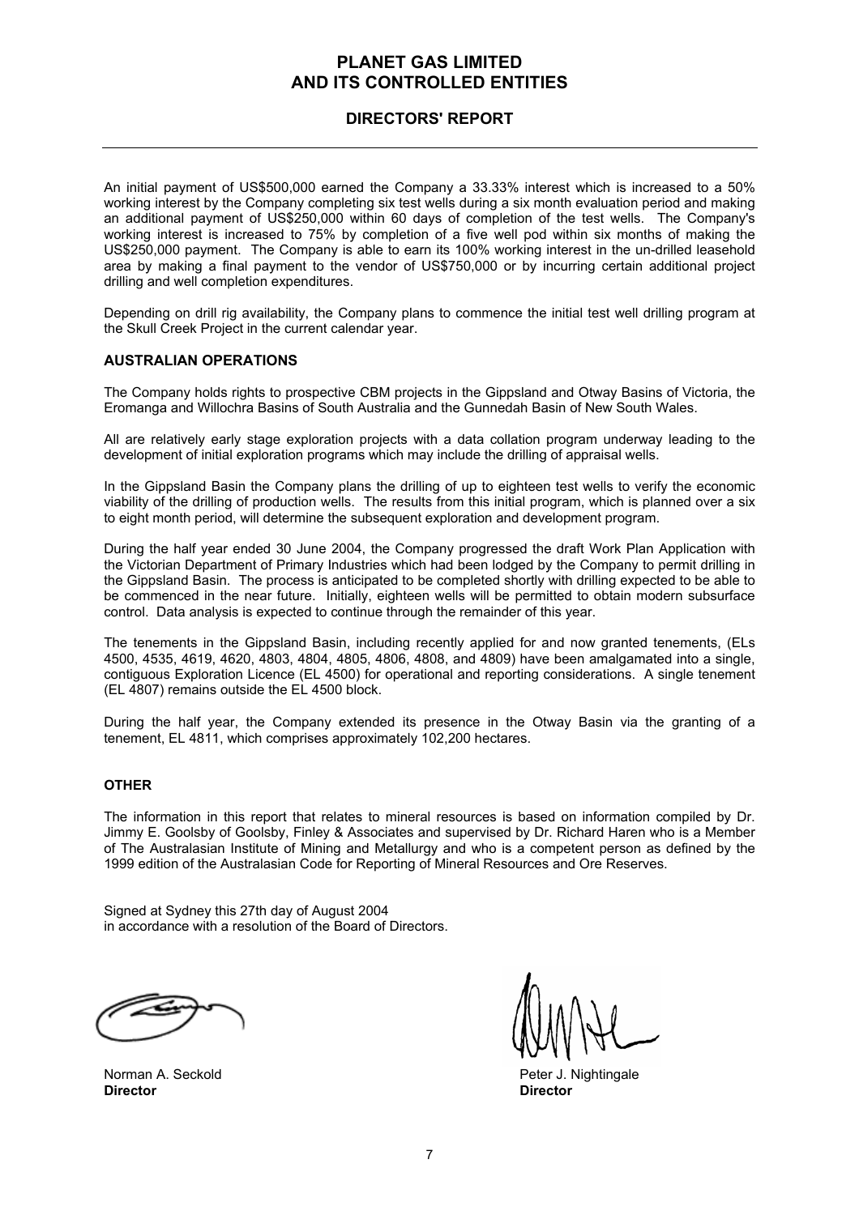# PLANET GAS LIMITED
# AND ITS CONTROLLED ENTITIES

## DIRECTORS' REPORT

An initial payment of US$500,000 earned the Company a 33.33% interest which is increased to a 50% working interest by the Company completing six test wells during a six month evaluation period and making an additional payment of US$250,000 within 60 days of completion of the test wells. The Company's working interest is increased to 75% by completion of a five well pod within six months of making the US$250,000 payment. The Company is able to earn its 100% working interest in the un-drilled leasehold area by making a final payment to the vendor of US$750,000 or by incurring certain additional project drilling and well completion expenditures.

Depending on drill rig availability, the Company plans to commence the initial test well drilling program at the Skull Creek Project in the current calendar year.

### AUSTRALIAN OPERATIONS

The Company holds rights to prospective CBM projects in the Gippsland and Otway Basins of Victoria, the Eromanga and Willochra Basins of South Australia and the Gunnedah Basin of New South Wales.

All are relatively early stage exploration projects with a data collation program underway leading to the development of initial exploration programs which may include the drilling of appraisal wells.

In the Gippsland Basin the Company plans the drilling of up to eighteen test wells to verify the economic viability of the drilling of production wells. The results from this initial program, which is planned over a six to eight month period, will determine the subsequent exploration and development program.

During the half year ended 30 June 2004, the Company progressed the draft Work Plan Application with the Victorian Department of Primary Industries which had been lodged by the Company to permit drilling in the Gippsland Basin. The process is anticipated to be completed shortly with drilling expected to be able to be commenced in the near future. Initially, eighteen wells will be permitted to obtain modern subsurface control. Data analysis is expected to continue through the remainder of this year.

The tenements in the Gippsland Basin, including recently applied for and now granted tenements, (ELs 4500, 4535, 4619, 4620, 4803, 4804, 4805, 4806, 4808, and 4809) have been amalgamated into a single, contiguous Exploration Licence (EL 4500) for operational and reporting considerations. A single tenement (EL 4807) remains outside the EL 4500 block.

During the half year, the Company extended its presence in the Otway Basin via the granting of a tenement, EL 4811, which comprises approximately 102,200 hectares.

### OTHER

The information in this report that relates to mineral resources is based on information compiled by Dr. Jimmy E. Goolsby of Goolsby, Finley & Associates and supervised by Dr. Richard Haren who is a Member of The Australasian Institute of Mining and Metallurgy and who is a competent person as defined by the 1999 edition of the Australasian Code for Reporting of Mineral Resources and Ore Reserves.

Signed at Sydney this 27th day of August 2004
in accordance with a resolution of the Board of Directors.

Norman A. Seckold
**Director**

Peter J. Nightingale
**Director**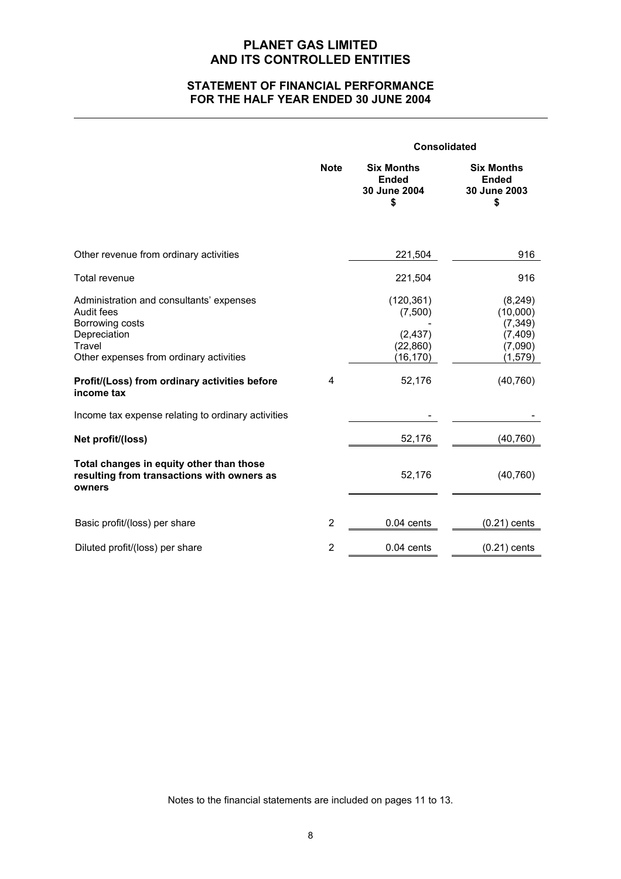# PLANET GAS LIMITED AND ITS CONTROLLED ENTITIES

## STATEMENT OF FINANCIAL PERFORMANCE FOR THE HALF YEAR ENDED 30 JUNE 2004

| | Note | Consolidated | |
|---|---|---|---|
| | | **Six Months Ended 30 June 2004 $** | **Six Months Ended 30 June 2003 $** |
| Other revenue from ordinary activities | | 221,504 | 916 |
| Total revenue | | 221,504 | 916 |
| Administration and consultants' expenses | | (120,361) | (8,249) |
| Audit fees | | (7,500) | (10,000) |
| Borrowing costs | | - | (7,349) |
| Depreciation | | (2,437) | (7,409) |
| Travel | | (22,860) | (7,090) |
| Other expenses from ordinary activities | | (16,170) | (1,579) |
| **Profit/(Loss) from ordinary activities before income tax** | 4 | 52,176 | (40,760) |
| Income tax expense relating to ordinary activities | | - | - |
| **Net profit/(loss)** | | 52,176 | (40,760) |
| **Total changes in equity other than those resulting from transactions with owners as owners** | | 52,176 | (40,760) |
| Basic profit/(loss) per share | 2 | 0.04 cents | (0.21) cents |
| Diluted profit/(loss) per share | 2 | 0.04 cents | (0.21) cents |

Notes to the financial statements are included on pages 11 to 13.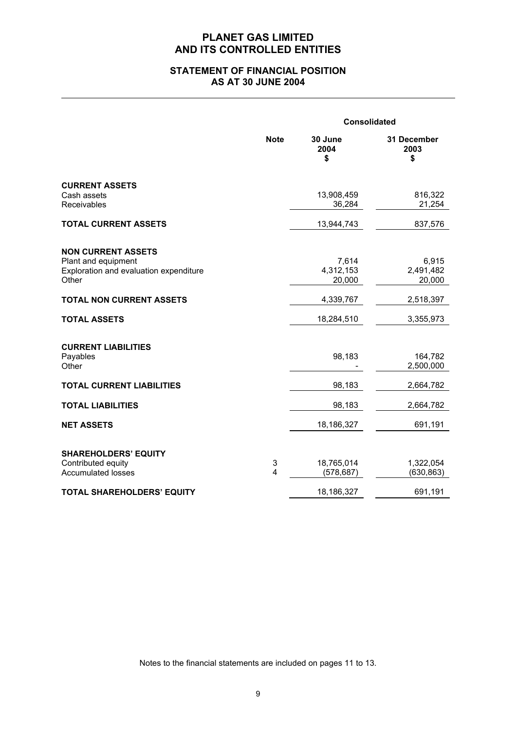# PLANET GAS LIMITED
# AND ITS CONTROLLED ENTITIES

## STATEMENT OF FINANCIAL POSITION
## AS AT 30 JUNE 2004

| | Note | Consolidated | |
|---|---|---|---|
| | | **30 June 2004 $** | **31 December 2003 $** |
| **CURRENT ASSETS** | | | |
| Cash assets | | 13,908,459 | 816,322 |
| Receivables | | 36,284 | 21,254 |
| **TOTAL CURRENT ASSETS** | | 13,944,743 | 837,576 |
| **NON CURRENT ASSETS** | | | |
| Plant and equipment | | 7,614 | 6,915 |
| Exploration and evaluation expenditure | | 4,312,153 | 2,491,482 |
| Other | | 20,000 | 20,000 |
| **TOTAL NON CURRENT ASSETS** | | 4,339,767 | 2,518,397 |
| **TOTAL ASSETS** | | 18,284,510 | 3,355,973 |
| **CURRENT LIABILITIES** | | | |
| Payables | | 98,183 | 164,782 |
| Other | | - | 2,500,000 |
| **TOTAL CURRENT LIABILITIES** | | 98,183 | 2,664,782 |
| **TOTAL LIABILITIES** | | 98,183 | 2,664,782 |
| **NET ASSETS** | | 18,186,327 | 691,191 |
| **SHAREHOLDERS' EQUITY** | | | |
| Contributed equity | 3 | 18,765,014 | 1,322,054 |
| Accumulated losses | 4 | (578,687) | (630,863) |
| **TOTAL SHAREHOLDERS' EQUITY** | | 18,186,327 | 691,191 |

Notes to the financial statements are included on pages 11 to 13.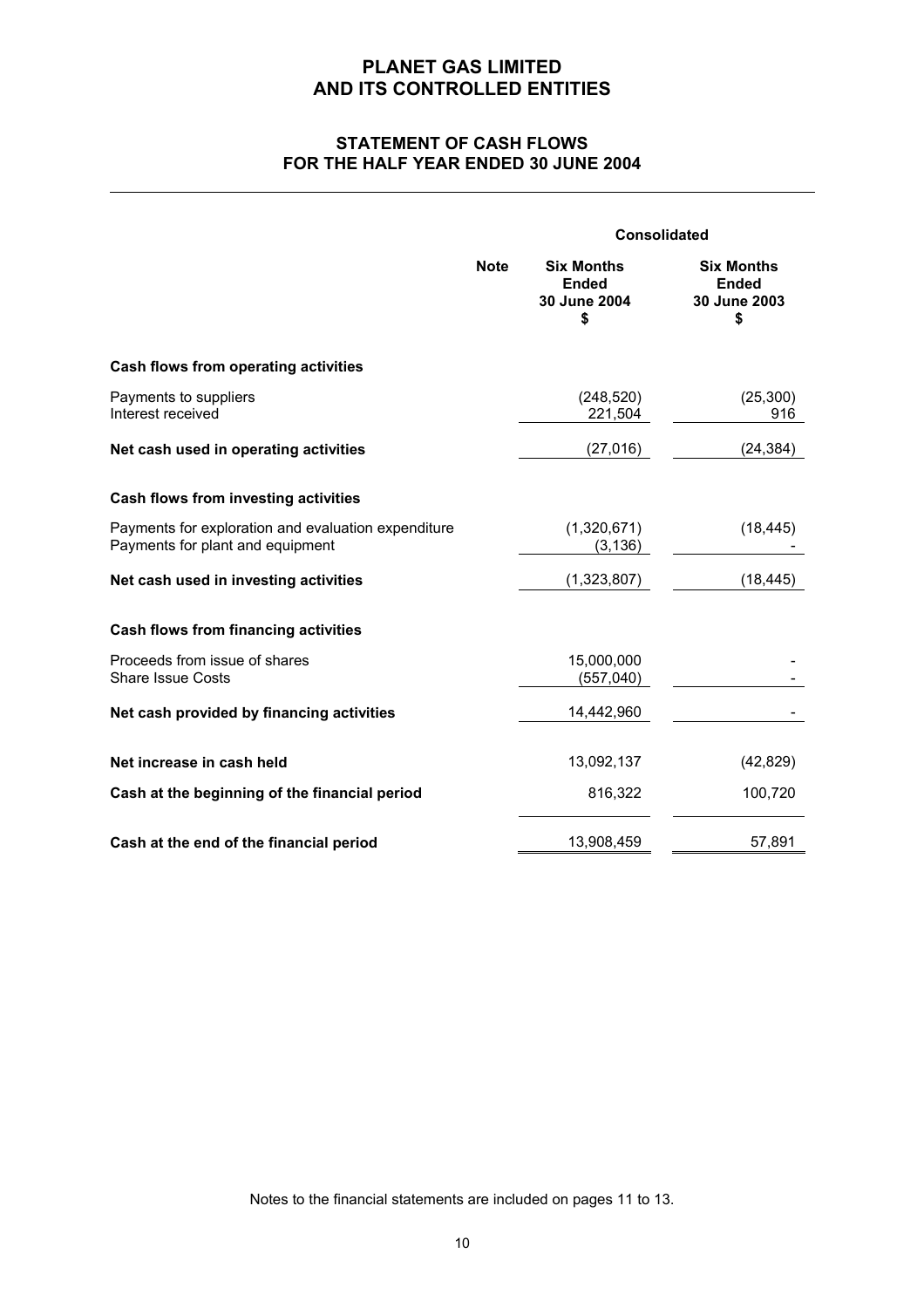# PLANET GAS LIMITED AND ITS CONTROLLED ENTITIES

## STATEMENT OF CASH FLOWS FOR THE HALF YEAR ENDED 30 JUNE 2004

| | Note | Consolidated | |
|---|---|---|---|
| | | **Six Months Ended 30 June 2004 $** | **Six Months Ended 30 June 2003 $** |
| **Cash flows from operating activities** | | | |
| Payments to suppliers | | (248,520) | (25,300) |
| Interest received | | 221,504 | 916 |
| **Net cash used in operating activities** | | (27,016) | (24,384) |
| **Cash flows from investing activities** | | | |
| Payments for exploration and evaluation expenditure | | (1,320,671) | (18,445) |
| Payments for plant and equipment | | (3,136) | - |
| **Net cash used in investing activities** | | (1,323,807) | (18,445) |
| **Cash flows from financing activities** | | | |
| Proceeds from issue of shares | | 15,000,000 | - |
| Share Issue Costs | | (557,040) | - |
| **Net cash provided by financing activities** | | 14,442,960 | - |
| **Net increase in cash held** | | 13,092,137 | (42,829) |
| **Cash at the beginning of the financial period** | | 816,322 | 100,720 |
| **Cash at the end of the financial period** | | 13,908,459 | 57,891 |

Notes to the financial statements are included on pages 11 to 13.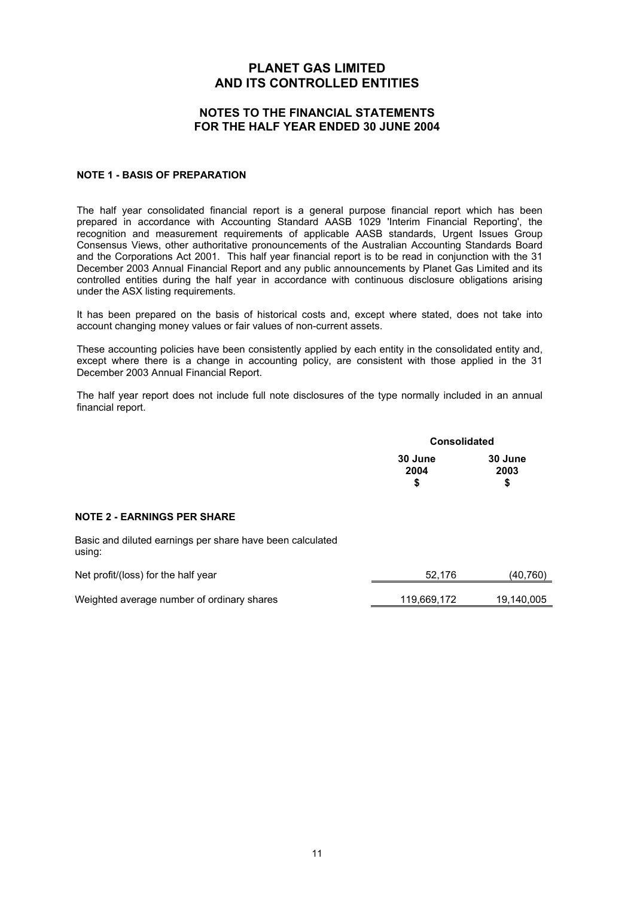# PLANET GAS LIMITED AND ITS CONTROLLED ENTITIES

## NOTES TO THE FINANCIAL STATEMENTS FOR THE HALF YEAR ENDED 30 JUNE 2004

### NOTE 1 - BASIS OF PREPARATION

The half year consolidated financial report is a general purpose financial report which has been prepared in accordance with Accounting Standard AASB 1029 'Interim Financial Reporting', the recognition and measurement requirements of applicable AASB standards, Urgent Issues Group Consensus Views, other authoritative pronouncements of the Australian Accounting Standards Board and the Corporations Act 2001. This half year financial report is to be read in conjunction with the 31 December 2003 Annual Financial Report and any public announcements by Planet Gas Limited and its controlled entities during the half year in accordance with continuous disclosure obligations arising under the ASX listing requirements.

It has been prepared on the basis of historical costs and, except where stated, does not take into account changing money values or fair values of non-current assets.

These accounting policies have been consistently applied by each entity in the consolidated entity and, except where there is a change in accounting policy, are consistent with those applied in the 31 December 2003 Annual Financial Report.

The half year report does not include full note disclosures of the type normally included in an annual financial report.

| | Consolidated | |
|---|---|---|
| | 30 June 2004 $ | 30 June 2003 $ |
| **NOTE 2 - EARNINGS PER SHARE** | | |
| Basic and diluted earnings per share have been calculated using: | | |
| Net profit/(loss) for the half year | 52,176 | (40,760) |
| Weighted average number of ordinary shares | 119,669,172 | 19,140,005 |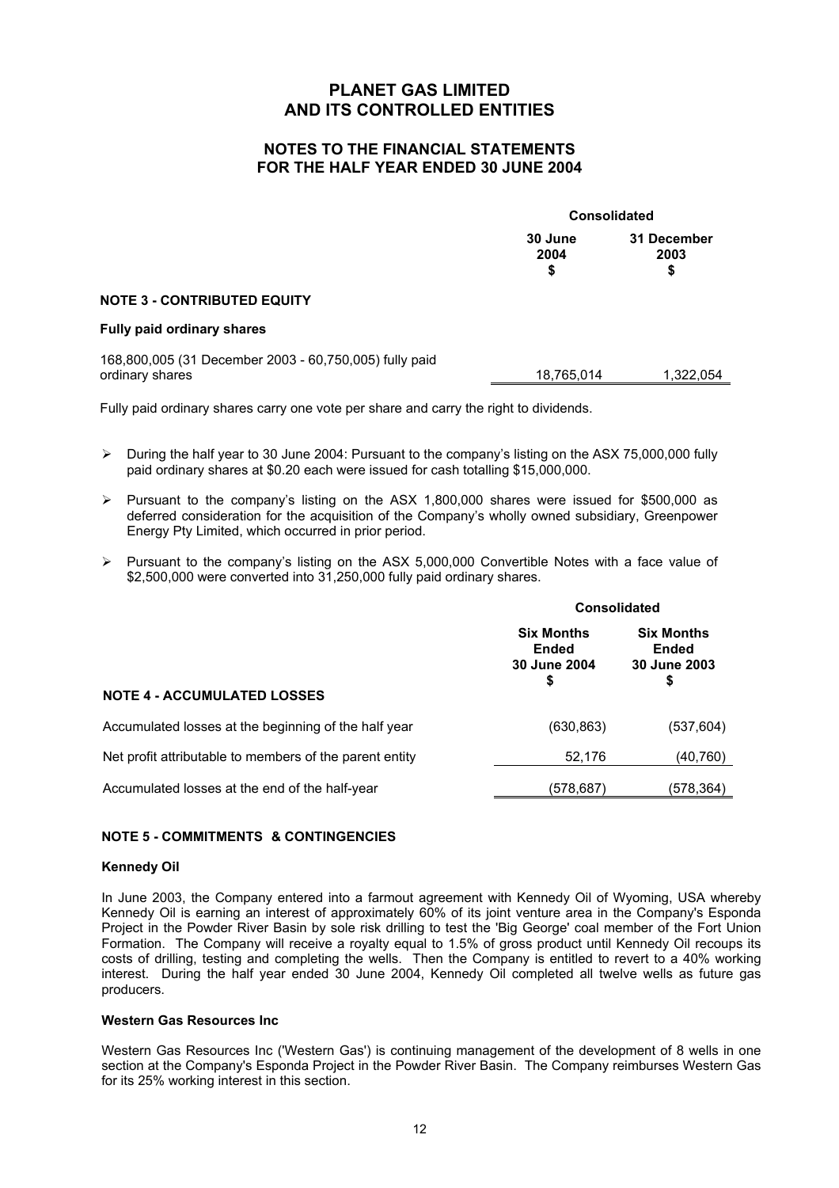# PLANET GAS LIMITED
# AND ITS CONTROLLED ENTITIES

## NOTES TO THE FINANCIAL STATEMENTS
## FOR THE HALF YEAR ENDED 30 JUNE 2004

| | Consolidated | |
|---|---|---|
| | **30 June 2004 $** | **31 December 2003 $** |
| **NOTE 3 - CONTRIBUTED EQUITY** | | |
| **Fully paid ordinary shares** | | |
| 168,800,005 (31 December 2003 - 60,750,005) fully paid ordinary shares | 18,765,014 | 1,322,054 |

Fully paid ordinary shares carry one vote per share and carry the right to dividends.

- During the half year to 30 June 2004: Pursuant to the company's listing on the ASX 75,000,000 fully paid ordinary shares at $0.20 each were issued for cash totalling $15,000,000.
- Pursuant to the company's listing on the ASX 1,800,000 shares were issued for $500,000 as deferred consideration for the acquisition of the Company's wholly owned subsidiary, Greenpower Energy Pty Limited, which occurred in prior period.
- Pursuant to the company's listing on the ASX 5,000,000 Convertible Notes with a face value of $2,500,000 were converted into 31,250,000 fully paid ordinary shares.

| | Consolidated | |
|---|---|---|
| | **Six Months Ended 30 June 2004 $** | **Six Months Ended 30 June 2003 $** |
| **NOTE 4 - ACCUMULATED LOSSES** | | |
| Accumulated losses at the beginning of the half year | (630,863) | (537,604) |
| Net profit attributable to members of the parent entity | 52,176 | (40,760) |
| Accumulated losses at the end of the half-year | (578,687) | (578,364) |

### NOTE 5 - COMMITMENTS & CONTINGENCIES

**Kennedy Oil**

In June 2003, the Company entered into a farmout agreement with Kennedy Oil of Wyoming, USA whereby Kennedy Oil is earning an interest of approximately 60% of its joint venture area in the Company's Esponda Project in the Powder River Basin by sole risk drilling to test the 'Big George' coal member of the Fort Union Formation. The Company will receive a royalty equal to 1.5% of gross product until Kennedy Oil recoups its costs of drilling, testing and completing the wells. Then the Company is entitled to revert to a 40% working interest. During the half year ended 30 June 2004, Kennedy Oil completed all twelve wells as future gas producers.

**Western Gas Resources Inc**

Western Gas Resources Inc ('Western Gas') is continuing management of the development of 8 wells in one section at the Company's Esponda Project in the Powder River Basin. The Company reimburses Western Gas for its 25% working interest in this section.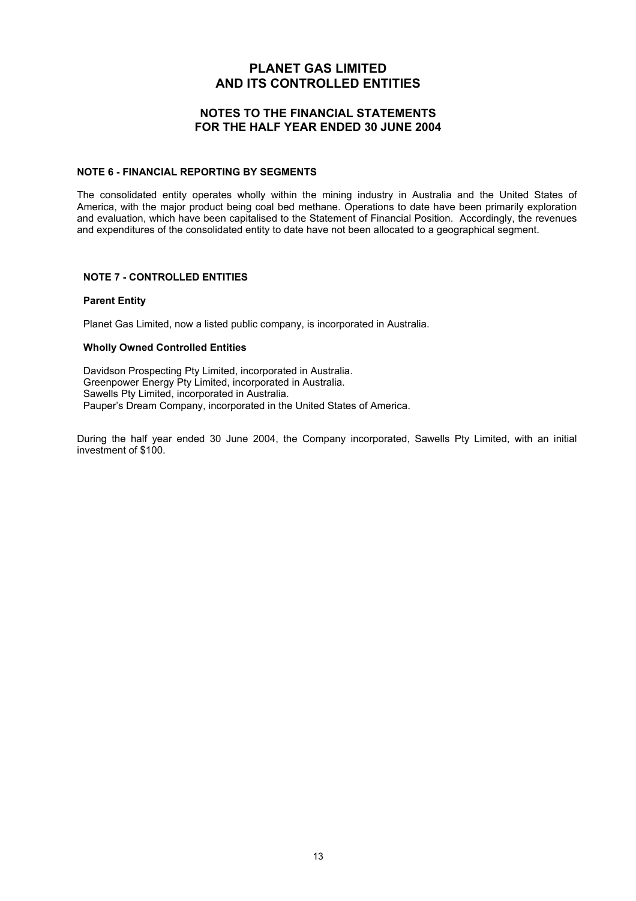# PLANET GAS LIMITED
# AND ITS CONTROLLED ENTITIES

## NOTES TO THE FINANCIAL STATEMENTS
## FOR THE HALF YEAR ENDED 30 JUNE 2004

### NOTE 6 - FINANCIAL REPORTING BY SEGMENTS

The consolidated entity operates wholly within the mining industry in Australia and the United States of America, with the major product being coal bed methane. Operations to date have been primarily exploration and evaluation, which have been capitalised to the Statement of Financial Position. Accordingly, the revenues and expenditures of the consolidated entity to date have not been allocated to a geographical segment.

### NOTE 7 - CONTROLLED ENTITIES

**Parent Entity**

Planet Gas Limited, now a listed public company, is incorporated in Australia.

**Wholly Owned Controlled Entities**

Davidson Prospecting Pty Limited, incorporated in Australia.
Greenpower Energy Pty Limited, incorporated in Australia.
Sawells Pty Limited, incorporated in Australia.
Pauper's Dream Company, incorporated in the United States of America.

During the half year ended 30 June 2004, the Company incorporated, Sawells Pty Limited, with an initial investment of $100.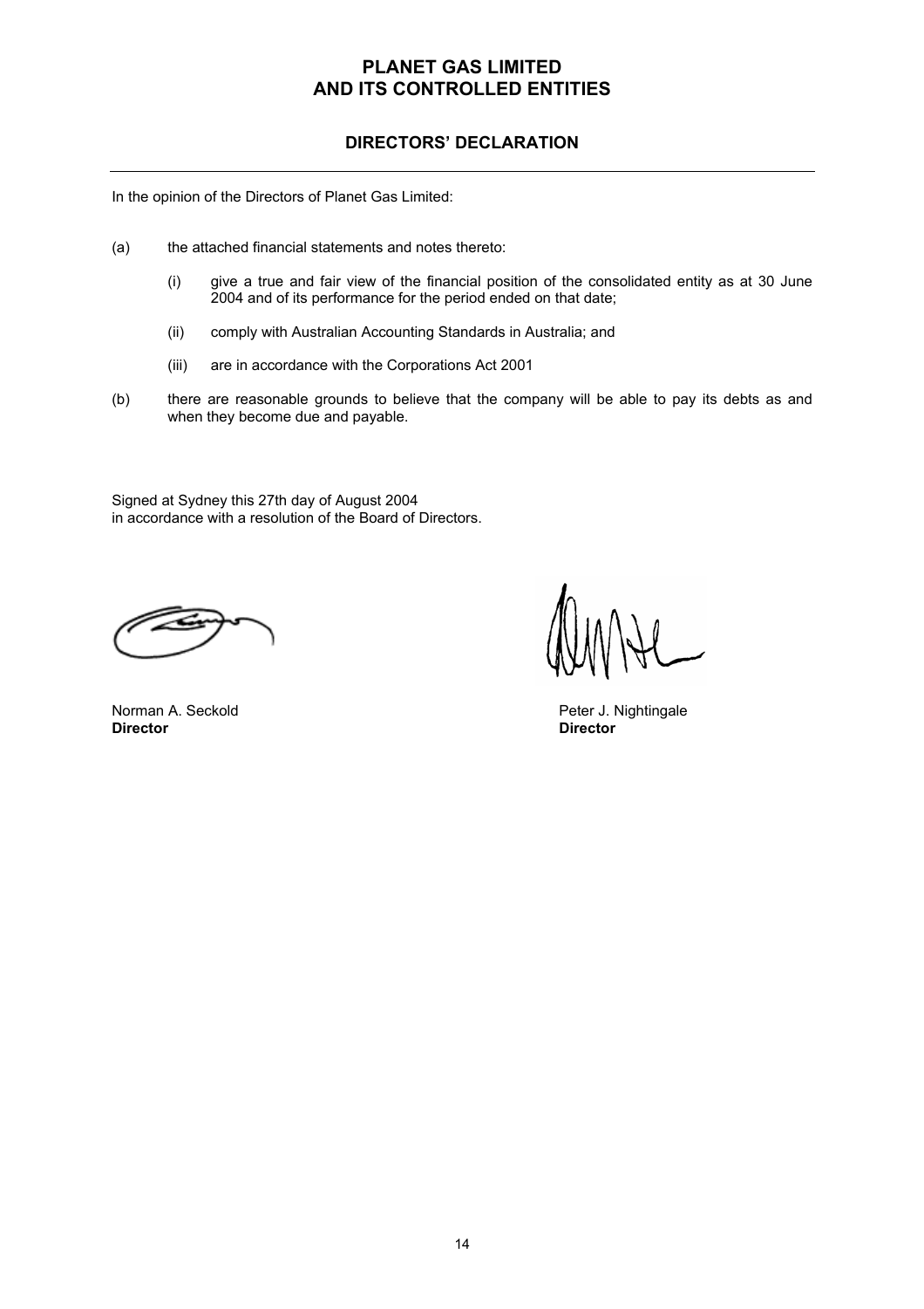# PLANET GAS LIMITED AND ITS CONTROLLED ENTITIES

## DIRECTORS' DECLARATION

In the opinion of the Directors of Planet Gas Limited:

(a) the attached financial statements and notes thereto:

  (i) give a true and fair view of the financial position of the consolidated entity as at 30 June 2004 and of its performance for the period ended on that date;

  (ii) comply with Australian Accounting Standards in Australia; and

  (iii) are in accordance with the Corporations Act 2001

(b) there are reasonable grounds to believe that the company will be able to pay its debts as and when they become due and payable.

Signed at Sydney this 27th day of August 2004
in accordance with a resolution of the Board of Directors.

Norman A. Seckold
**Director**

Peter J. Nightingale
**Director**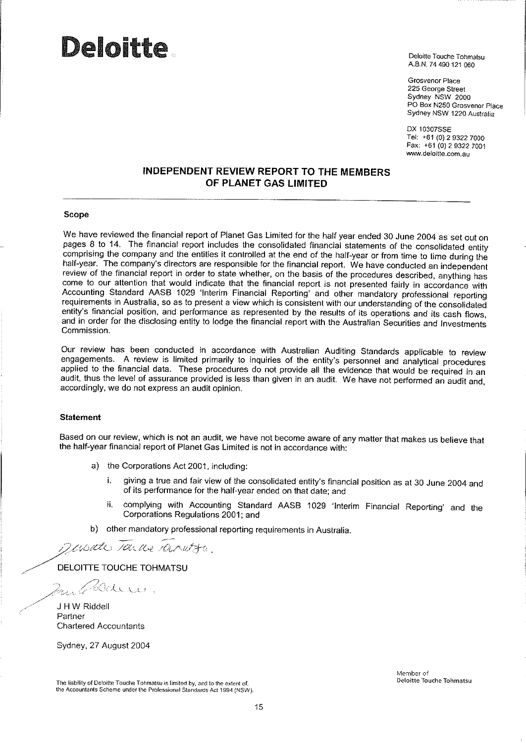# Deloitte

Deloitte Touche Tohmatsu
A.B.N. 74 490 121 060

Grosvenor Place
225 George Street
Sydney NSW 2000
PO Box N250 Grosvenor Place
Sydney NSW 1220 Australia

DX 10307SSE
Tel: +61 (0) 2 9322 7000
Fax: +61 (0) 2 9322 7001
www.deloitte.com.au

## INDEPENDENT REVIEW REPORT TO THE MEMBERS OF PLANET GAS LIMITED

### Scope

We have reviewed the financial report of Planet Gas Limited for the half year ended 30 June 2004 as set out on pages 8 to 14. The financial report includes the consolidated financial statements of the consolidated entity comprising the company and the entities it controlled at the end of the half-year or from time to time during the half-year. The company's directors are responsible for the financial report. We have conducted an independent review of the financial report in order to state whether, on the basis of the procedures described, anything has come to our attention that would indicate that the financial report is not presented fairly in accordance with Accounting Standard AASB 1029 'Interim Financial Reporting' and other mandatory professional reporting requirements in Australia, so as to present a view which is consistent with our understanding of the consolidated entity's financial position, and performance as represented by the results of its operations and its cash flows, and in order for the disclosing entity to lodge the financial report with the Australian Securities and Investments Commission.

Our review has been conducted in accordance with Australian Auditing Standards applicable to review engagements. A review is limited primarily to inquiries of the entity's personnel and analytical procedures applied to the financial data. These procedures do not provide all the evidence that would be required in an audit, thus the level of assurance provided is less than given in an audit. We have not performed an audit and, accordingly, we do not express an audit opinion.

### Statement

Based on our review, which is not an audit, we have not become aware of any matter that makes us believe that the half-year financial report of Planet Gas Limited is not in accordance with:

a) the Corporations Act 2001, including:

   i. giving a true and fair view of the consolidated entity's financial position as at 30 June 2004 and of its performance for the half-year ended on that date; and

   ii. complying with Accounting Standard AASB 1029 'Interim Financial Reporting' and the Corporations Regulations 2001; and

b) other mandatory professional reporting requirements in Australia.

DELOITTE TOUCHE TOHMATSU

J H W Riddell
Partner
Chartered Accountants

Sydney, 27 August 2004

The liability of Deloitte Touche Tohmatsu is limited by, and to the extent of, the Accountants Scheme under the Professional Standards Act 1994 (NSW).

Member of
Deloitte Touche Tohmatsu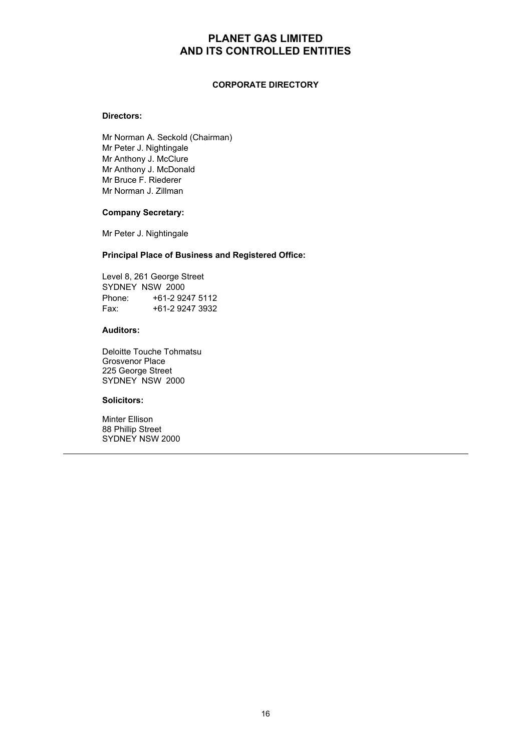# PLANET GAS LIMITED
# AND ITS CONTROLLED ENTITIES

## CORPORATE DIRECTORY

**Directors:**

Mr Norman A. Seckold (Chairman)
Mr Peter J. Nightingale
Mr Anthony J. McClure
Mr Anthony J. McDonald
Mr Bruce F. Riederer
Mr Norman J. Zillman

**Company Secretary:**

Mr Peter J. Nightingale

**Principal Place of Business and Registered Office:**

Level 8, 261 George Street
SYDNEY NSW 2000
Phone: +61-2 9247 5112
Fax: +61-2 9247 3932

**Auditors:**

Deloitte Touche Tohmatsu
Grosvenor Place
225 George Street
SYDNEY NSW 2000

**Solicitors:**

Minter Ellison
88 Phillip Street
SYDNEY NSW 2000